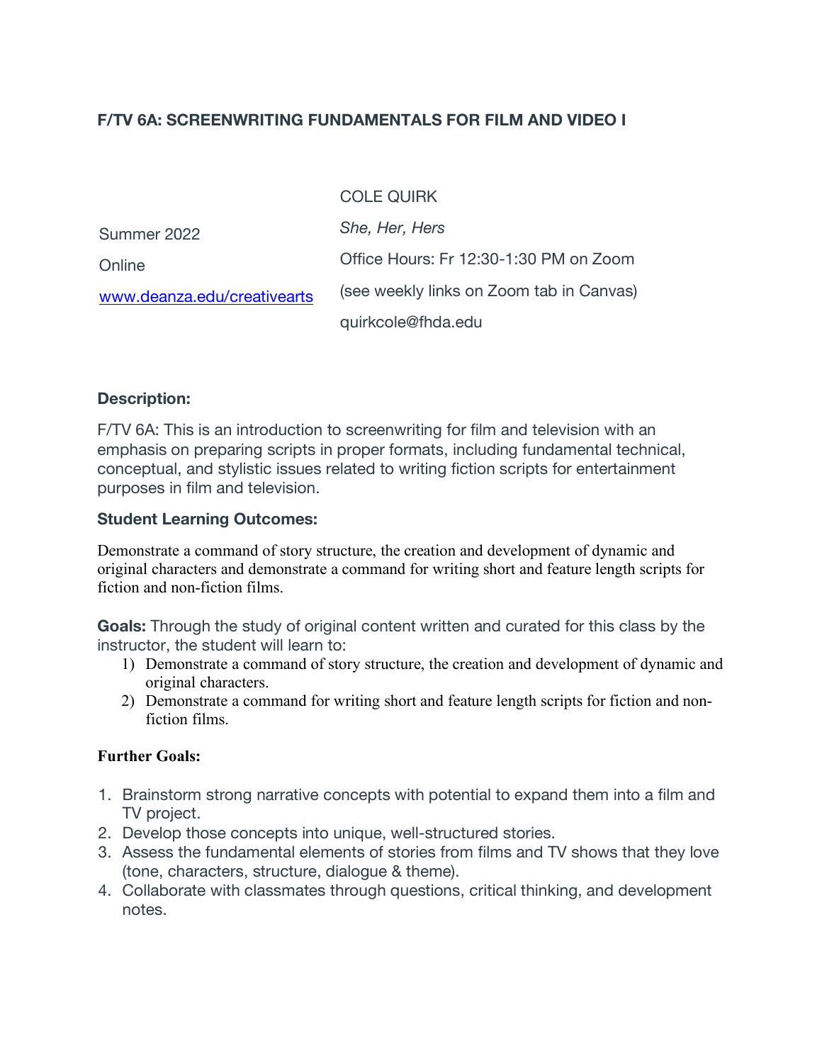**F/TV 6A: SCREENWRITING FUNDAMENTALS FOR FILM AND VIDEO I**

Summer 2022

Online

[www.deanza.edu/creativearts](http://www.deanza.edu/creativearts)

COLE QUIRK

*She, Her, Hers*

Office Hours: Fr 12:30-1:30 PM on Zoom

(see weekly links on Zoom tab in Canvas)

quirkcole@fhda.edu

**Description:**

F/TV 6A: This is an introduction to screenwriting for film and television with an emphasis on preparing scripts in proper formats, including fundamental technical, conceptual, and stylistic issues related to writing fiction scripts for entertainment purposes in film and television.

**Student Learning Outcomes:**

Demonstrate a command of story structure, the creation and development of dynamic and original characters and demonstrate a command for writing short and feature length scripts for fiction and non-fiction films.

**Goals:** Through the study of original content written and curated for this class by the instructor, the student will learn to:

1) Demonstrate a command of story structure, the creation and development of dynamic and original characters.
2) Demonstrate a command for writing short and feature length scripts for fiction and non-fiction films.

**Further Goals:**

1. Brainstorm strong narrative concepts with potential to expand them into a film and TV project.
2. Develop those concepts into unique, well-structured stories.
3. Assess the fundamental elements of stories from films and TV shows that they love (tone, characters, structure, dialogue & theme).
4. Collaborate with classmates through questions, critical thinking, and development notes.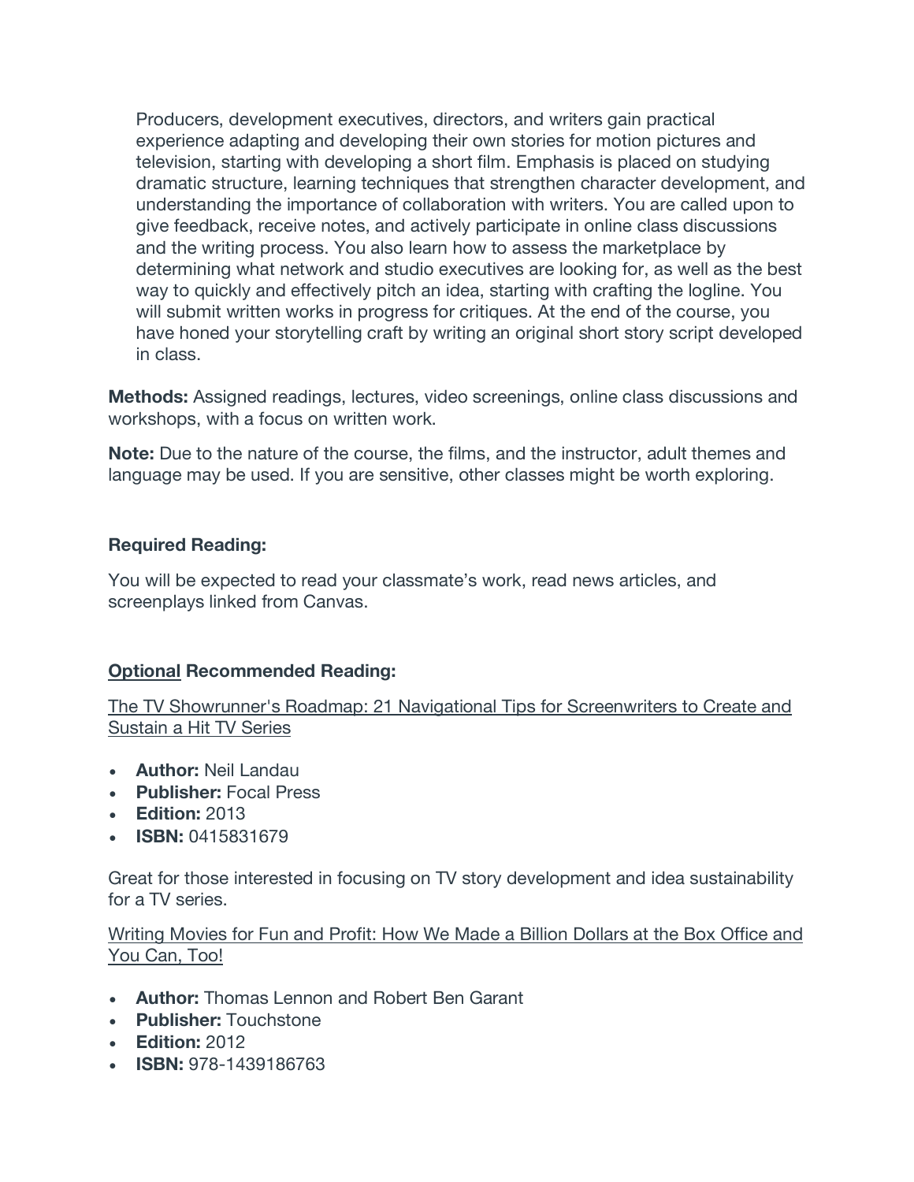Producers, development executives, directors, and writers gain practical experience adapting and developing their own stories for motion pictures and television, starting with developing a short film. Emphasis is placed on studying dramatic structure, learning techniques that strengthen character development, and understanding the importance of collaboration with writers. You are called upon to give feedback, receive notes, and actively participate in online class discussions and the writing process. You also learn how to assess the marketplace by determining what network and studio executives are looking for, as well as the best way to quickly and effectively pitch an idea, starting with crafting the logline. You will submit written works in progress for critiques. At the end of the course, you have honed your storytelling craft by writing an original short story script developed in class.

**Methods:** Assigned readings, lectures, video screenings, online class discussions and workshops, with a focus on written work.

**Note:** Due to the nature of the course, the films, and the instructor, adult themes and language may be used. If you are sensitive, other classes might be worth exploring.

**Required Reading:**

You will be expected to read your classmate's work, read news articles, and screenplays linked from Canvas.

**Optional Recommended Reading:**

The TV Showrunner's Roadmap: 21 Navigational Tips for Screenwriters to Create and Sustain a Hit TV Series

- **Author:** Neil Landau
- **Publisher:** Focal Press
- **Edition:** 2013
- **ISBN:** 0415831679

Great for those interested in focusing on TV story development and idea sustainability for a TV series.

Writing Movies for Fun and Profit: How We Made a Billion Dollars at the Box Office and You Can, Too!

- **Author:** Thomas Lennon and Robert Ben Garant
- **Publisher:** Touchstone
- **Edition:** 2012
- **ISBN:** 978-1439186763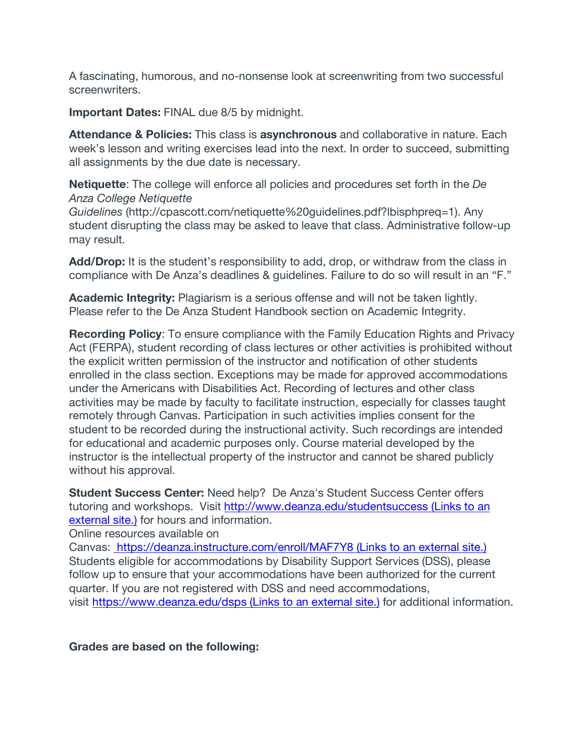A fascinating, humorous, and no-nonsense look at screenwriting from two successful screenwriters.

**Important Dates:** FINAL due 8/5 by midnight.

**Attendance & Policies:** This class is **asynchronous** and collaborative in nature. Each week's lesson and writing exercises lead into the next. In order to succeed, submitting all assignments by the due date is necessary.

**Netiquette**: The college will enforce all policies and procedures set forth in the *De Anza College Netiquette Guidelines* (http://cpascott.com/netiquette%20guidelines.pdf?lbisphpreq=1). Any student disrupting the class may be asked to leave that class. Administrative follow-up may result.

**Add/Drop:** It is the student's responsibility to add, drop, or withdraw from the class in compliance with De Anza's deadlines & guidelines. Failure to do so will result in an "F."

**Academic Integrity:** Plagiarism is a serious offense and will not be taken lightly. Please refer to the De Anza Student Handbook section on Academic Integrity.

**Recording Policy**: To ensure compliance with the Family Education Rights and Privacy Act (FERPA), student recording of class lectures or other activities is prohibited without the explicit written permission of the instructor and notification of other students enrolled in the class section. Exceptions may be made for approved accommodations under the Americans with Disabilities Act. Recording of lectures and other class activities may be made by faculty to facilitate instruction, especially for classes taught remotely through Canvas. Participation in such activities implies consent for the student to be recorded during the instructional activity. Such recordings are intended for educational and academic purposes only. Course material developed by the instructor is the intellectual property of the instructor and cannot be shared publicly without his approval.

**Student Success Center:** Need help? De Anza's Student Success Center offers tutoring and workshops. Visit [http://www.deanza.edu/studentsuccess (Links to an external site.)](http://www.deanza.edu/studentsuccess) for hours and information.
Online resources available on Canvas: [https://deanza.instructure.com/enroll/MAF7Y8 (Links to an external site.)](https://deanza.instructure.com/enroll/MAF7Y8)
Students eligible for accommodations by Disability Support Services (DSS), please follow up to ensure that your accommodations have been authorized for the current quarter. If you are not registered with DSS and need accommodations, visit [https://www.deanza.edu/dsps (Links to an external site.)](https://www.deanza.edu/dsps) for additional information.

**Grades are based on the following:**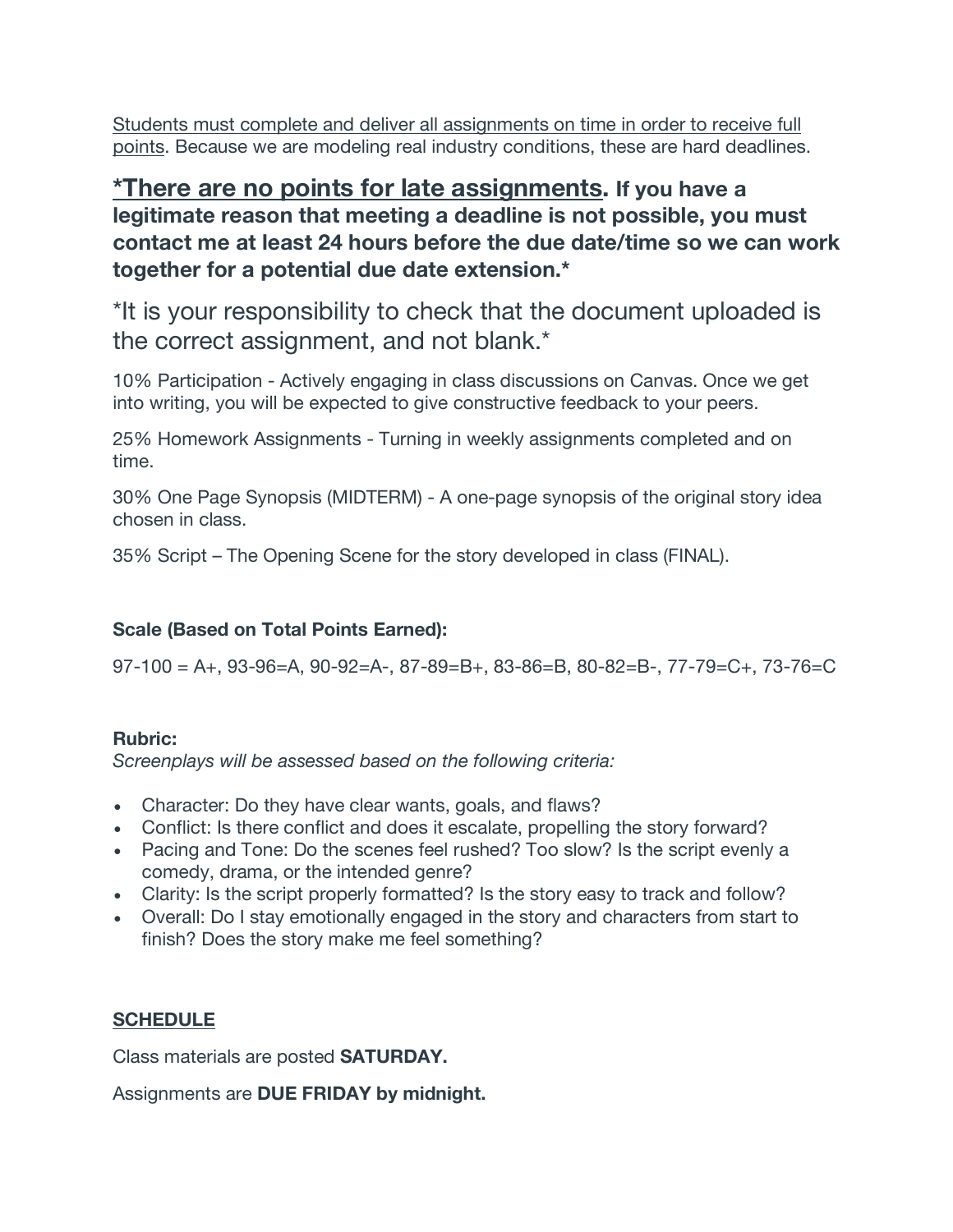Students must complete and deliver all assignments on time in order to receive full points. Because we are modeling real industry conditions, these are hard deadlines.

## *There are no points for late assignments. If you have a legitimate reason that meeting a deadline is not possible, you must contact me at least 24 hours before the due date/time so we can work together for a potential due date extension.*

*It is your responsibility to check that the document uploaded is the correct assignment, and not blank.*

10% Participation - Actively engaging in class discussions on Canvas. Once we get into writing, you will be expected to give constructive feedback to your peers.

25% Homework Assignments - Turning in weekly assignments completed and on time.

30% One Page Synopsis (MIDTERM) - A one-page synopsis of the original story idea chosen in class.

35% Script – The Opening Scene for the story developed in class (FINAL).

**Scale (Based on Total Points Earned):**

97-100 = A+, 93-96=A, 90-92=A-, 87-89=B+, 83-86=B, 80-82=B-, 77-79=C+, 73-76=C

**Rubric:**

*Screenplays will be assessed based on the following criteria:*

- Character: Do they have clear wants, goals, and flaws?
- Conflict: Is there conflict and does it escalate, propelling the story forward?
- Pacing and Tone: Do the scenes feel rushed? Too slow? Is the script evenly a comedy, drama, or the intended genre?
- Clarity: Is the script properly formatted? Is the story easy to track and follow?
- Overall: Do I stay emotionally engaged in the story and characters from start to finish? Does the story make me feel something?

**SCHEDULE**

Class materials are posted **SATURDAY.**

Assignments are **DUE FRIDAY by midnight.**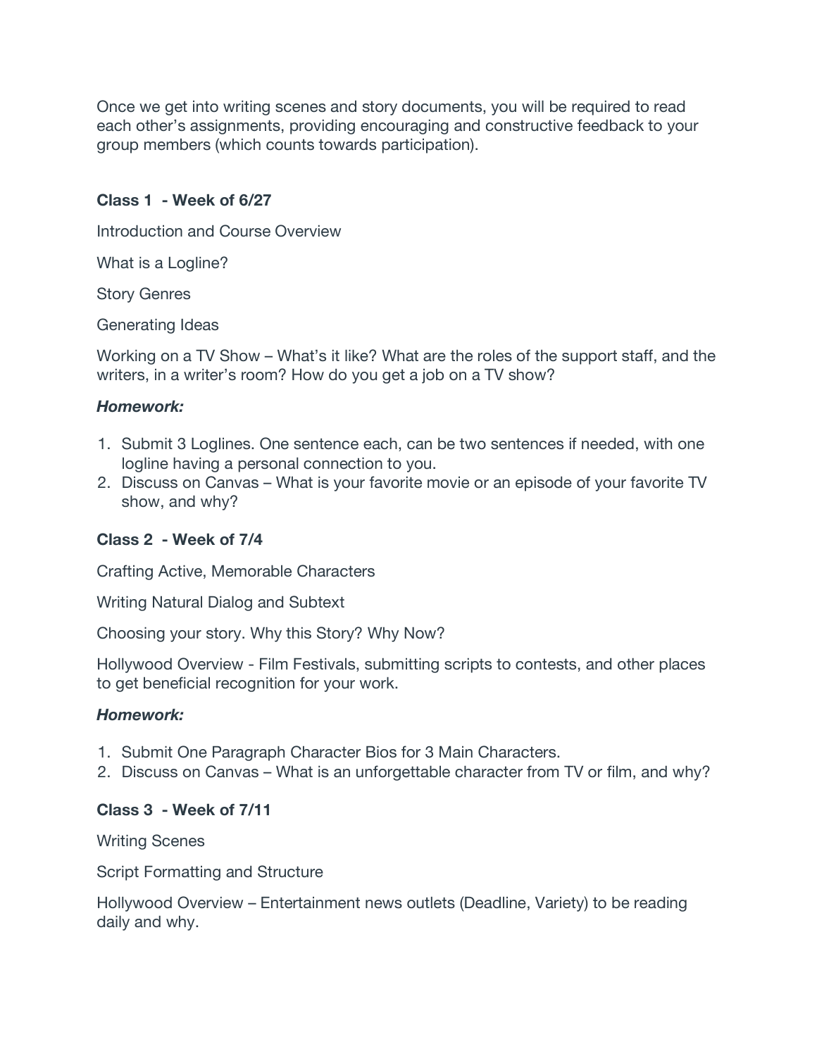Once we get into writing scenes and story documents, you will be required to read each other's assignments, providing encouraging and constructive feedback to your group members (which counts towards participation).

**Class 1 - Week of 6/27**

Introduction and Course Overview

What is a Logline?

Story Genres

Generating Ideas

Working on a TV Show – What's it like? What are the roles of the support staff, and the writers, in a writer's room? How do you get a job on a TV show?

***Homework:***

1. Submit 3 Loglines. One sentence each, can be two sentences if needed, with one logline having a personal connection to you.
2. Discuss on Canvas – What is your favorite movie or an episode of your favorite TV show, and why?

**Class 2 - Week of 7/4**

Crafting Active, Memorable Characters

Writing Natural Dialog and Subtext

Choosing your story. Why this Story? Why Now?

Hollywood Overview - Film Festivals, submitting scripts to contests, and other places to get beneficial recognition for your work.

***Homework:***

1. Submit One Paragraph Character Bios for 3 Main Characters.
2. Discuss on Canvas – What is an unforgettable character from TV or film, and why?

**Class 3 - Week of 7/11**

Writing Scenes

Script Formatting and Structure

Hollywood Overview – Entertainment news outlets (Deadline, Variety) to be reading daily and why.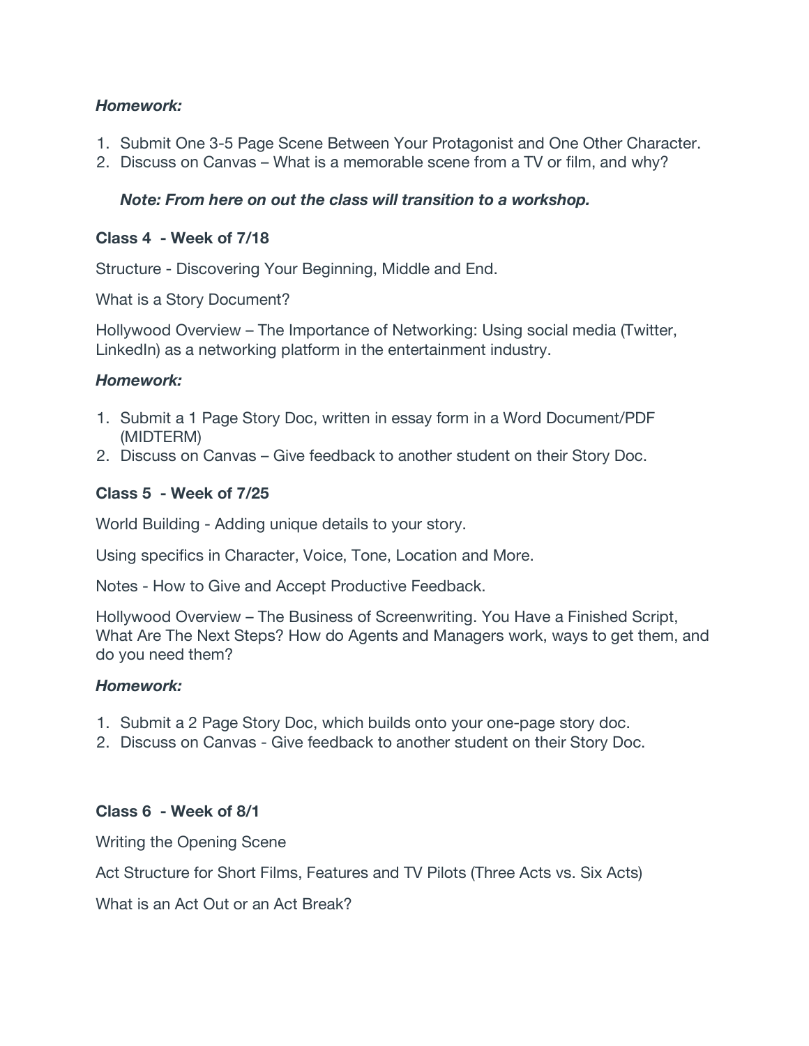***Homework:***

1. Submit One 3-5 Page Scene Between Your Protagonist and One Other Character.
2. Discuss on Canvas – What is a memorable scene from a TV or film, and why?

    ***Note: From here on out the class will transition to a workshop.***

**Class 4 - Week of 7/18**

Structure - Discovering Your Beginning, Middle and End.

What is a Story Document?

Hollywood Overview – The Importance of Networking: Using social media (Twitter, LinkedIn) as a networking platform in the entertainment industry.

***Homework:***

1. Submit a 1 Page Story Doc, written in essay form in a Word Document/PDF (MIDTERM)
2. Discuss on Canvas – Give feedback to another student on their Story Doc.

**Class 5 - Week of 7/25**

World Building - Adding unique details to your story.

Using specifics in Character, Voice, Tone, Location and More.

Notes - How to Give and Accept Productive Feedback.

Hollywood Overview – The Business of Screenwriting. You Have a Finished Script, What Are The Next Steps? How do Agents and Managers work, ways to get them, and do you need them?

***Homework:***

1. Submit a 2 Page Story Doc, which builds onto your one-page story doc.
2. Discuss on Canvas - Give feedback to another student on their Story Doc.

**Class 6 - Week of 8/1**

Writing the Opening Scene

Act Structure for Short Films, Features and TV Pilots (Three Acts vs. Six Acts)

What is an Act Out or an Act Break?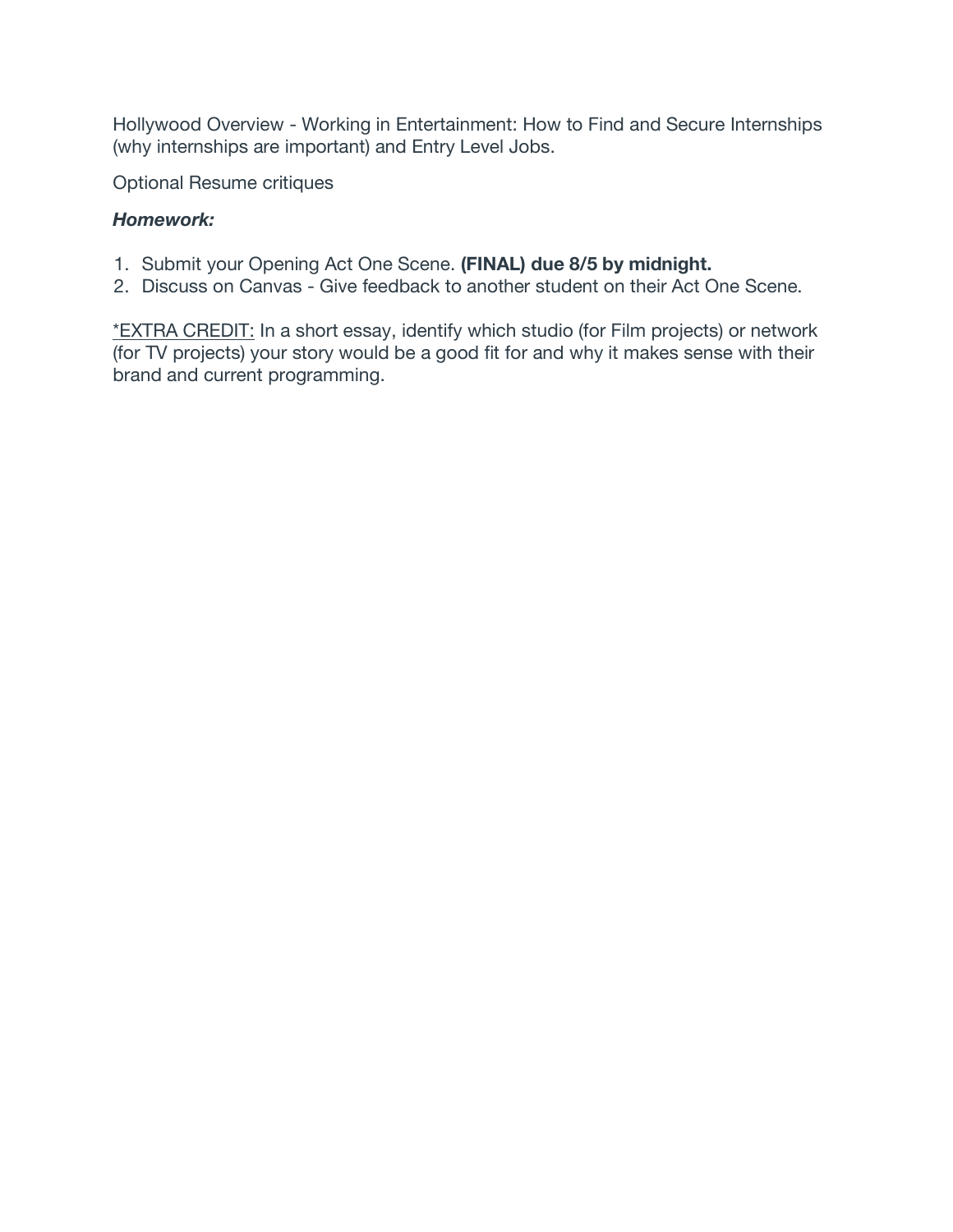Hollywood Overview - Working in Entertainment: How to Find and Secure Internships (why internships are important) and Entry Level Jobs.

Optional Resume critiques

***Homework:***

1. Submit your Opening Act One Scene. **(FINAL) due 8/5 by midnight.**
2. Discuss on Canvas - Give feedback to another student on their Act One Scene.

<u>*EXTRA CREDIT:</u> In a short essay, identify which studio (for Film projects) or network (for TV projects) your story would be a good fit for and why it makes sense with their brand and current programming.